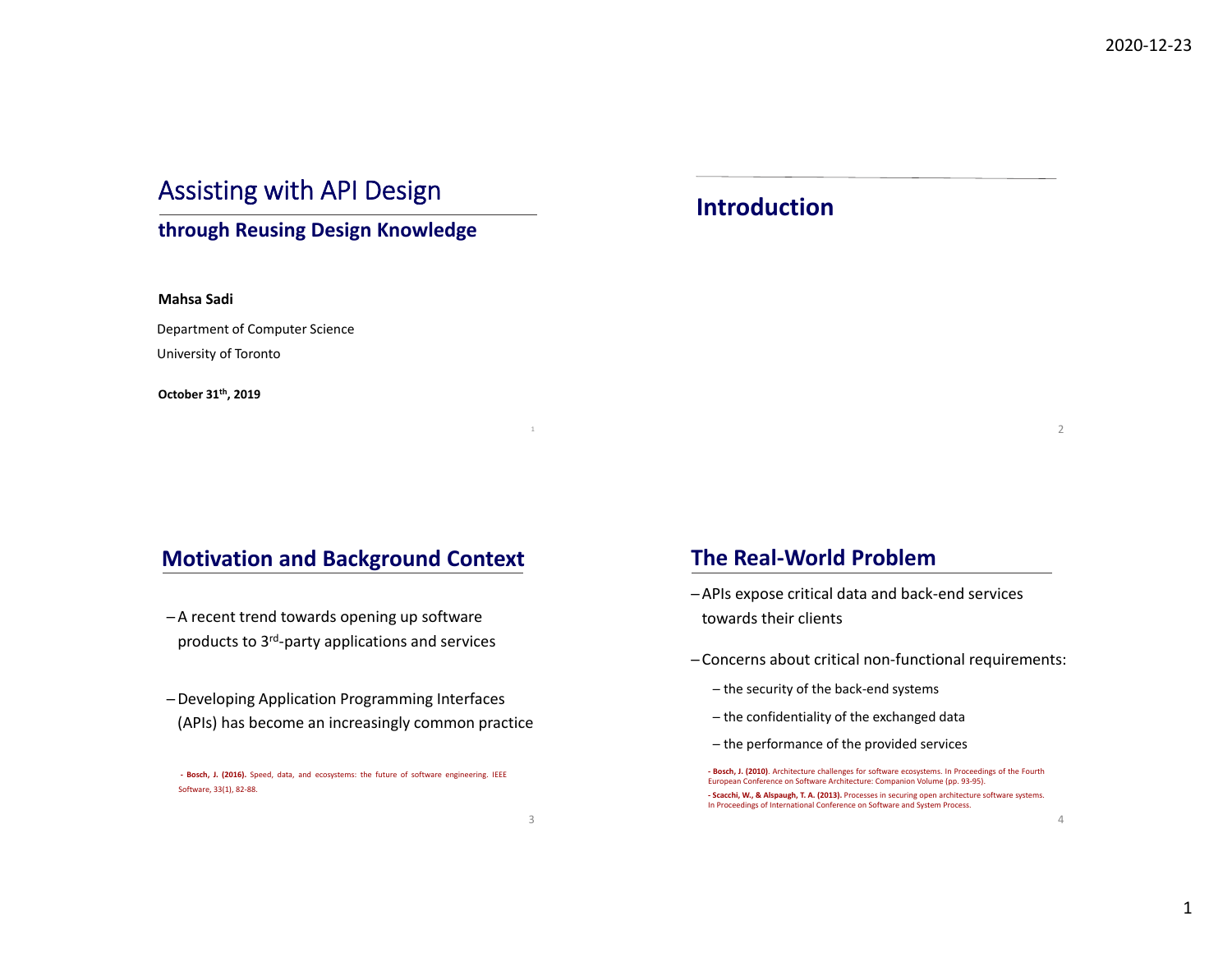# Assisting with API Design

## through Reusing Design Knowledge

**Mahsa Sadi**

Department of Computer Science

University of Toronto

**October 31th, 2019**

## Introduction

## Motivation and Background Context

- A recent trend towards opening up software products to 3rd-party applications and services
- Developing Application Programming Interfaces (APIs) has become an increasingly common practice

- **Bosch, J. (2016).** Speed, data, and ecosystems: the future of software engineering. IEEE Software, 33(1), 82-88.

## The Real-World Problem

- APIs expose critical data and back-end services towards their clients
- Concerns about critical non-functional requirements:
  - the security of the back-end systems
  - the confidentiality of the exchanged data
  - the performance of the provided services

- **Bosch, J. (2010)**. Architecture challenges for software ecosystems. In Proceedings of the Fourth European Conference on Software Architecture: Companion Volume (pp. 93-95).
- **Scacchi, W., & Alspaugh, T. A. (2013).** Processes in securing open architecture software systems. In Proceedings of International Conference on Software and System Process.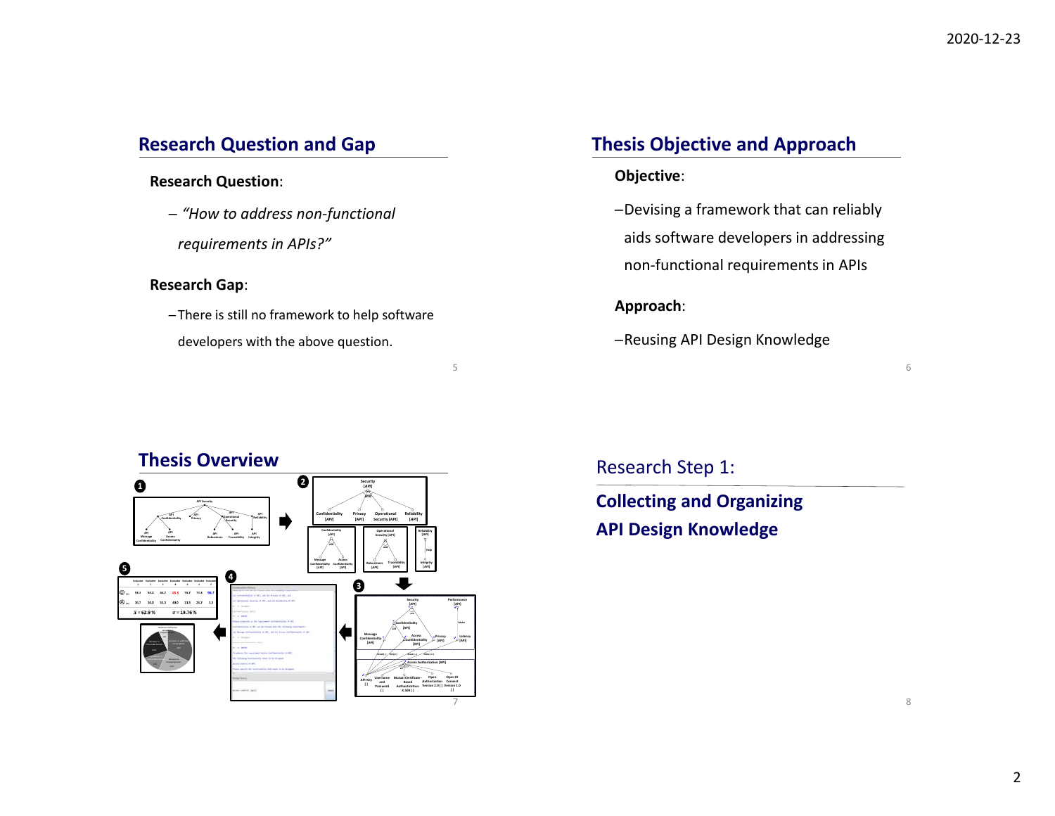## Research Question and Gap

**Research Question**:

– *"How to address non-functional requirements in APIs?"*

**Research Gap**:

– There is still no framework to help software developers with the above question.

## Thesis Objective and Approach

**Objective**:

– Devising a framework that can reliably aids software developers in addressing non-functional requirements in APIs

**Approach**:

– Reusing API Design Knowledge

## Thesis Overview

## Research Step 1:

**Collecting and Organizing API Design Knowledge**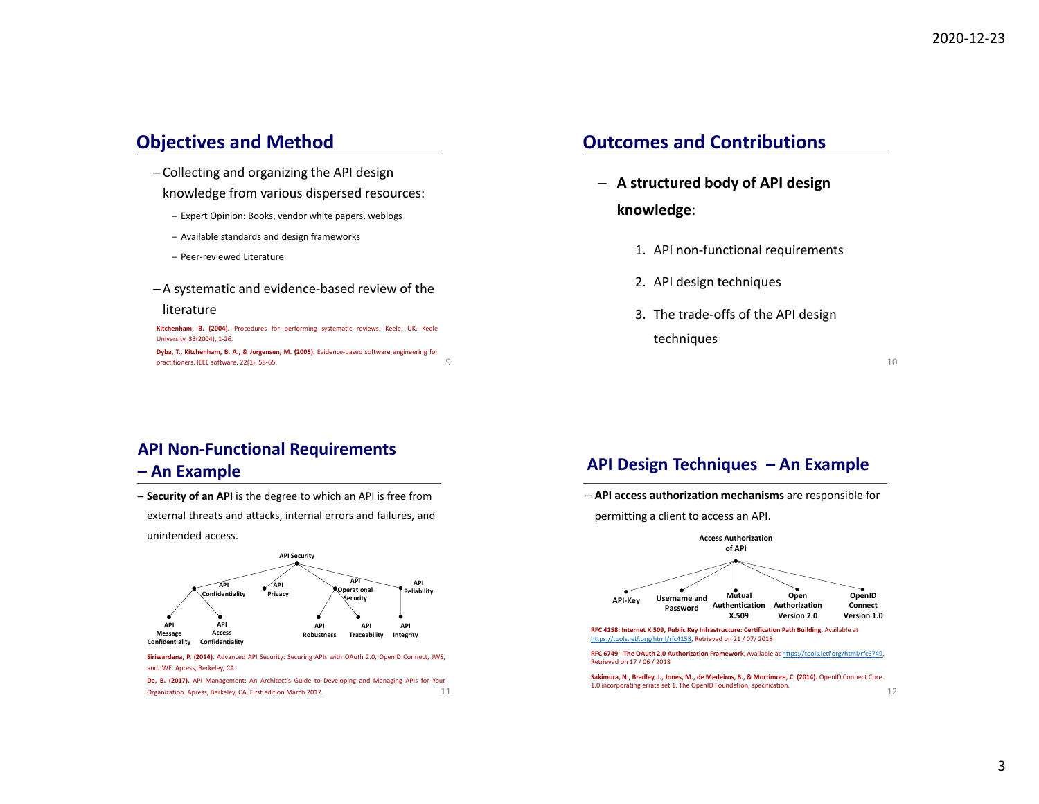## Objectives and Method

- Collecting and organizing the API design knowledge from various dispersed resources:
  - Expert Opinion: Books, vendor white papers, weblogs
  - Available standards and design frameworks
  - Peer-reviewed Literature
- A systematic and evidence-based review of the literature

**Kitchenham, B. (2004).** Procedures for performing systematic reviews. Keele, UK, Keele University, 33(2004), 1-26.

**Dyba, T., Kitchenham, B. A., & Jorgensen, M. (2005).** Evidence-based software engineering for practitioners. IEEE software, 22(1), 58-65.

## Outcomes and Contributions

- **A structured body of API design knowledge**:
  1. API non-functional requirements
  2. API design techniques
  3. The trade-offs of the API design techniques

## API Non-Functional Requirements – An Example

- **Security of an API** is the degree to which an API is free from external threats and attacks, internal errors and failures, and unintended access.

- API Security
  - API Confidentiality
    - API Message Confidentiality
    - API Access Confidentiality
  - API Privacy
  - API Operational Security
    - API Robustness
    - API Traceability
  - API Reliability
    - API Integrity

**Siriwardena, P. (2014).** Advanced API Security: Securing APIs with OAuth 2.0, OpenID Connect, JWS, and JWE. Apress, Berkeley, CA.

**De, B. (2017).** API Management: An Architect's Guide to Developing and Managing APIs for Your Organization. Apress, Berkeley, CA, First edition March 2017.

## API Design Techniques – An Example

- **API access authorization mechanisms** are responsible for permitting a client to access an API.

- Access Authorization of API
  - API-Key
  - Username and Password
  - Mutual Authentication X.509
  - Open Authorization Version 2.0
  - OpenID Connect Version 1.0

**RFC 4158: Internet X.509, Public Key Infrastructure: Certification Path Building**, Available at https://tools.ietf.org/html/rfc4158, Retrieved on 21 / 07/ 2018

**RFC 6749 - The OAuth 2.0 Authorization Framework**, Available at https://tools.ietf.org/html/rfc6749, Retrieved on 17 / 06 / 2018

**Sakimura, N., Bradley, J., Jones, M., de Medeiros, B., & Mortimore, C. (2014).** OpenID Connect Core 1.0 incorporating errata set 1. The OpenID Foundation, specification.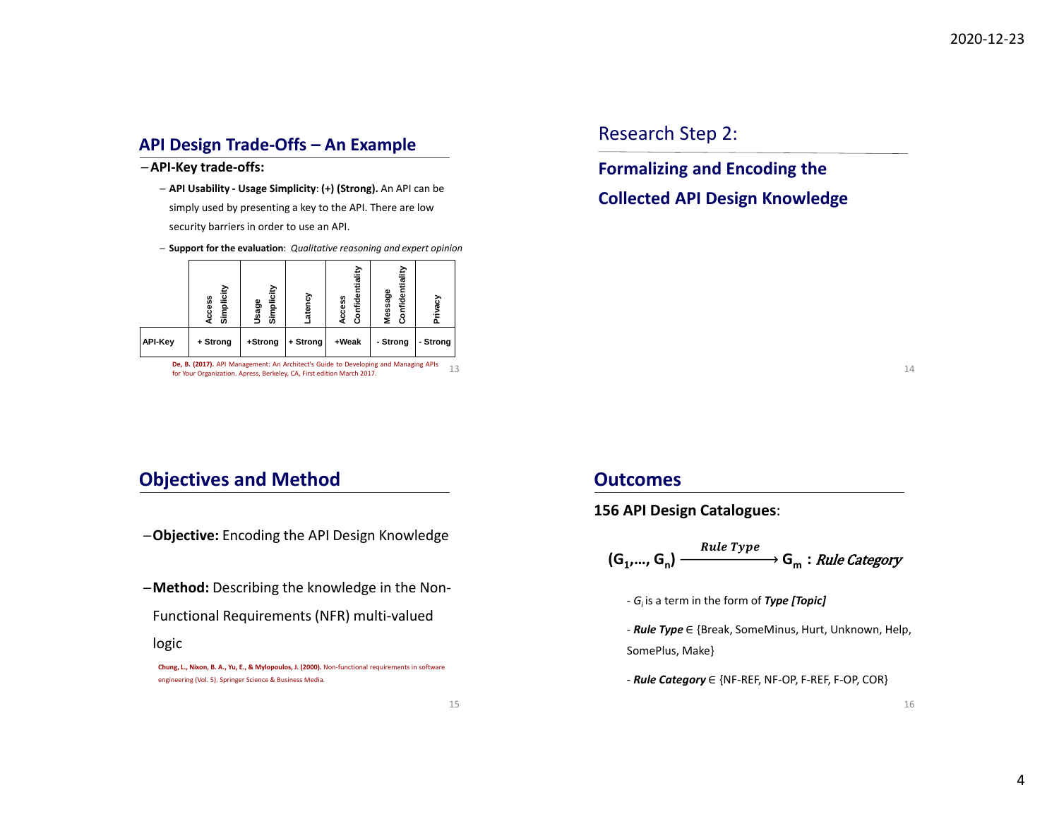## API Design Trade-Offs – An Example

- **API-Key trade-offs:**
  - **API Usability - Usage Simplicity**: **(+) (Strong).** An API can be simply used by presenting a key to the API. There are low security barriers in order to use an API.
  - **Support for the evaluation**: *Qualitative reasoning and expert opinion*

| | Access Simplicity | Usage Simplicity | Latency | Access Confidentiality | Message Confidentiality | Privacy |
|---|---|---|---|---|---|---|
| API-Key | + Strong | +Strong | + Strong | +Weak | - Strong | - Strong |

**De, B. (2017).** API Management: An Architect's Guide to Developing and Managing APIs for Your Organization. Apress, Berkeley, CA, First edition March 2017.

## Research Step 2:

### Formalizing and Encoding the Collected API Design Knowledge

## Objectives and Method

- **Objective:** Encoding the API Design Knowledge
- **Method:** Describing the knowledge in the Non-Functional Requirements (NFR) multi-valued logic

**Chung, L., Nixon, B. A., Yu, E., & Mylopoulos, J. (2000).** Non-functional requirements in software engineering (Vol. 5). Springer Science & Business Media.

## Outcomes

**156 API Design Catalogues**:

$$(G_1,\ldots, G_n) \xrightarrow{\textit{Rule Type}} G_m : \textit{Rule Category}$$

- $G_i$ is a term in the form of ***Type [Topic]***
- ***Rule Type*** ∈ {Break, SomeMinus, Hurt, Unknown, Help, SomePlus, Make}
- ***Rule Category*** ∈ {NF-REF, NF-OP, F-REF, F-OP, COR}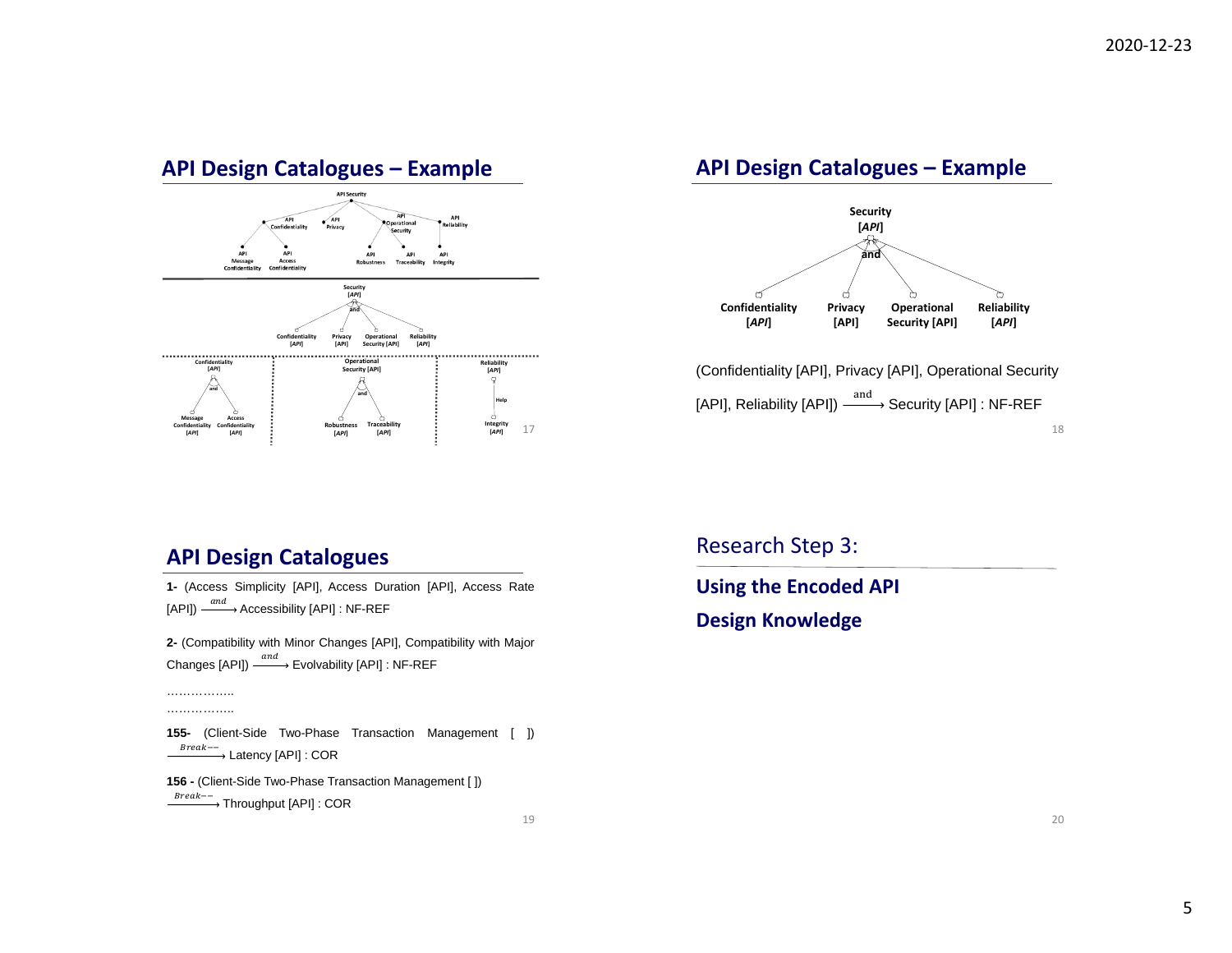## API Design Catalogues – Example

API Security

API Confidentiality, API Privacy, API Operational Security, API Reliability

API Message Confidentiality, API Access Confidentiality, API Robustness, API Traceability, API Integrity

Security [*API*]

and

Confidentiality [*API*], Privacy [API], Operational Security [API], Reliability [*API*]

Confidentiality [*API*] — and — Message Confidentiality [*API*], Access Confidentiality [*API*]

Operational Security [API] — and — Robustness [*API*], Traceability [*API*]

Reliability [*API*] — Help — Integrity [*API*]

## API Design Catalogues – Example

Security [*API*]

and

Confidentiality [*API*], Privacy [API], Operational Security [API], Reliability [*API*]

(Confidentiality [API], Privacy [API], Operational Security [API], Reliability [API]) $\xrightarrow{\text{and}}$ Security [API] : NF-REF

## API Design Catalogues

**1-** (Access Simplicity [API], Access Duration [API], Access Rate [API]) $\xrightarrow{and}$ Accessibility [API] : NF-REF

**2-** (Compatibility with Minor Changes [API], Compatibility with Major Changes [API]) $\xrightarrow{and}$ Evolvability [API] : NF-REF

……………..

……………..

**155-** (Client-Side Two-Phase Transaction Management [ ]) $\xrightarrow{Break--}$ Latency [API] : COR

**156 -** (Client-Side Two-Phase Transaction Management [ ]) $\xrightarrow{Break--}$ Throughput [API] : COR

## Research Step 3:

**Using the Encoded API Design Knowledge**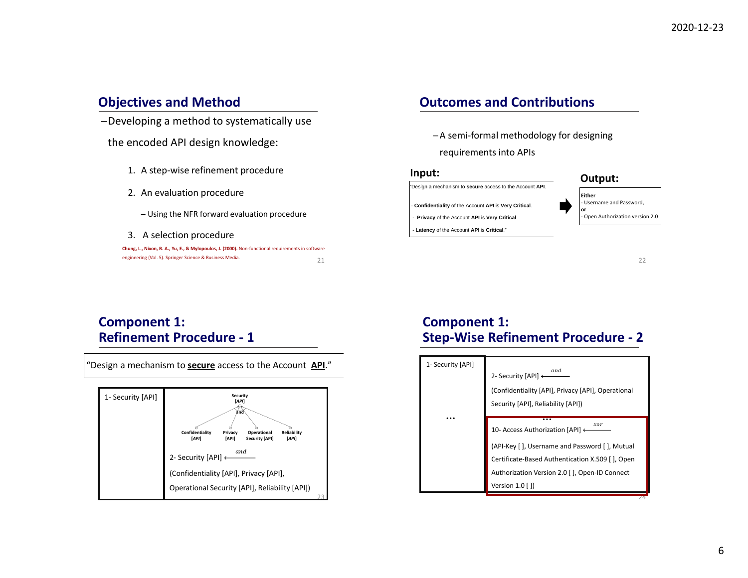## Objectives and Method

– Developing a method to systematically use the encoded API design knowledge:

1. A step-wise refinement procedure
2. An evaluation procedure
   – Using the NFR forward evaluation procedure
3. A selection procedure

**Chung, L., Nixon, B. A., Yu, E., & Mylopoulos, J. (2000).** Non-functional requirements in software engineering (Vol. 5). Springer Science & Business Media.

## Outcomes and Contributions

– A semi-formal methodology for designing requirements into APIs

**Input:**

"Design a mechanism to **secure** access to the Account **API**.

- **Confidentiality** of the Account **API** is **Very Critical**.
- **Privacy** of the Account **API** is **Very Critical**.
- **Latency** of the Account **API** is **Critical**."

**Output:**

**Either**
- Username and Password,

**or**
- Open Authorization version 2.0

## Component 1: Refinement Procedure - 1

"Design a mechanism to **secure** access to the Account **API**."

| 1- Security [API] | Security [API] and: Confidentiality [API], Privacy [API], Operational Security [API], Reliability [API]<br><br>2- Security [API] $\xleftarrow{and}$ (Confidentiality [API], Privacy [API], Operational Security [API], Reliability [API]) |
|---|---|

## Component 1: Step-Wise Refinement Procedure - 2

| 1- Security [API] | 2- Security [API] $\xleftarrow{and}$ (Confidentiality [API], Privacy [API], Operational Security [API], Reliability [API]) |
|---|---|
| … | … |
| | 10- Access Authorization [API] $\xleftarrow{xor}$ (API-Key [ ], Username and Password [ ], Mutual Certificate-Based Authentication X.509 [ ], Open Authorization Version 2.0 [ ], Open-ID Connect Version 1.0 [ ]) |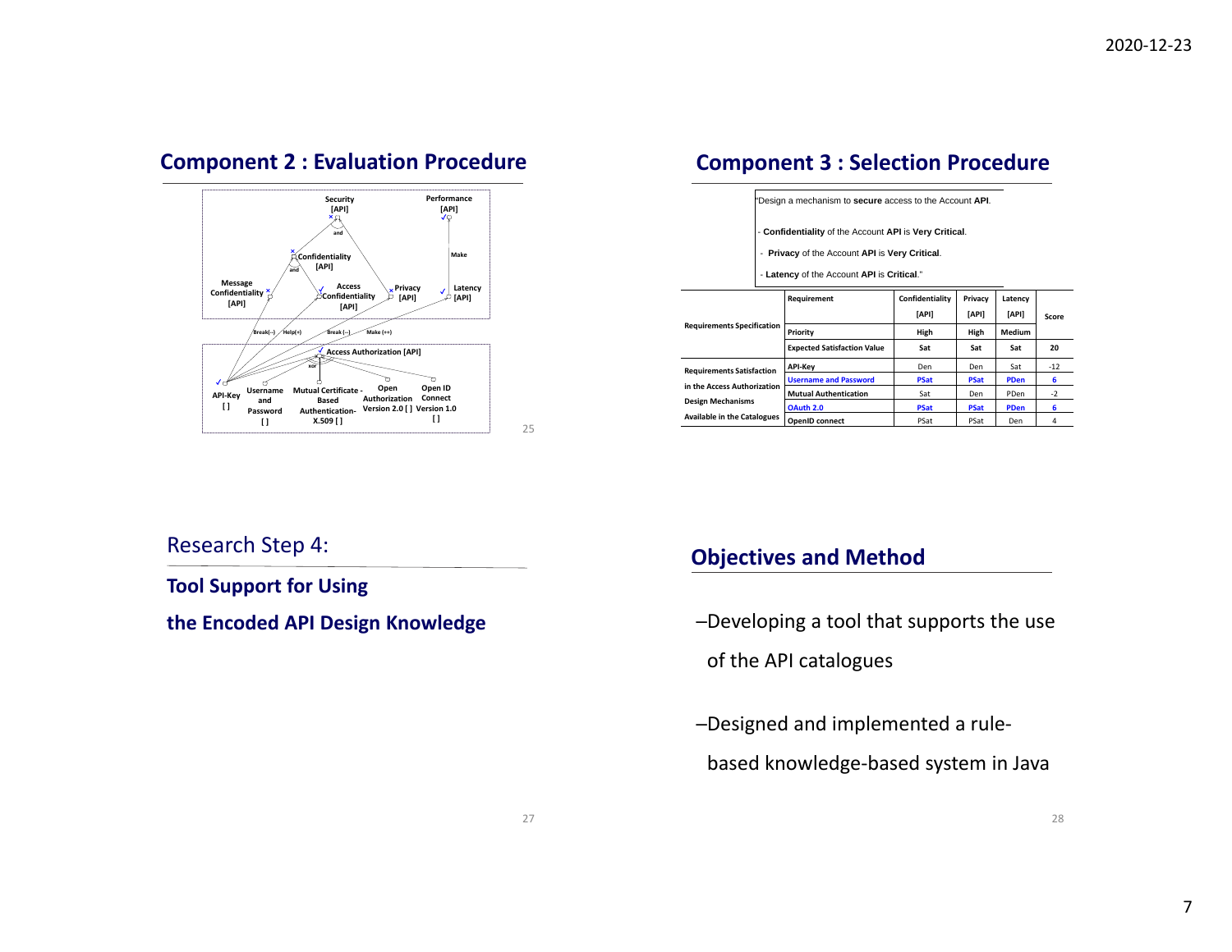## Component 2 : Evaluation Procedure

Security [API]

Performance [API]

and

Confidentiality [API]

Make

and

Message Confidentiality [API]

Access Confidentiality [API]

Privacy [API]

Latency [API]

Break(--) Help(+) Break (--) Make (++)

Access Authorization [API]

xor

API-Key [ ]

Username and Password [ ]

Mutual Certificate - Based Authentication- X.509 [ ]

Open Authorization Version 2.0 [ ]

Open ID Connect Version 1.0 [ ]

## Component 3 : Selection Procedure

"Design a mechanism to **secure** access to the Account **API**.

- **Confidentiality** of the Account **API** is **Very Critical**.
- **Privacy** of the Account **API** is **Very Critical**.
- **Latency** of the Account **API** is **Critical**."

| | Requirement | Confidentiality [API] | Privacy [API] | Latency [API] | Score |
|---|---|---|---|---|---|
| Requirements Specification | Priority | High | High | Medium | |
| | Expected Satisfaction Value | Sat | Sat | Sat | 20 |
| Requirements Satisfaction in the Access Authorization Design Mechanisms Available in the Catalogues | API-Key | Den | Den | Sat | -12 |
| | Username and Password | PSat | PSat | PDen | 6 |
| | Mutual Authentication | Sat | Den | PDen | -2 |
| | OAuth 2.0 | PSat | PSat | PDen | 6 |
| | OpenID connect | PSat | PSat | Den | 4 |

## Research Step 4:

**Tool Support for Using the Encoded API Design Knowledge**

## Objectives and Method

- –Developing a tool that supports the use of the API catalogues
- –Designed and implemented a rule-based knowledge-based system in Java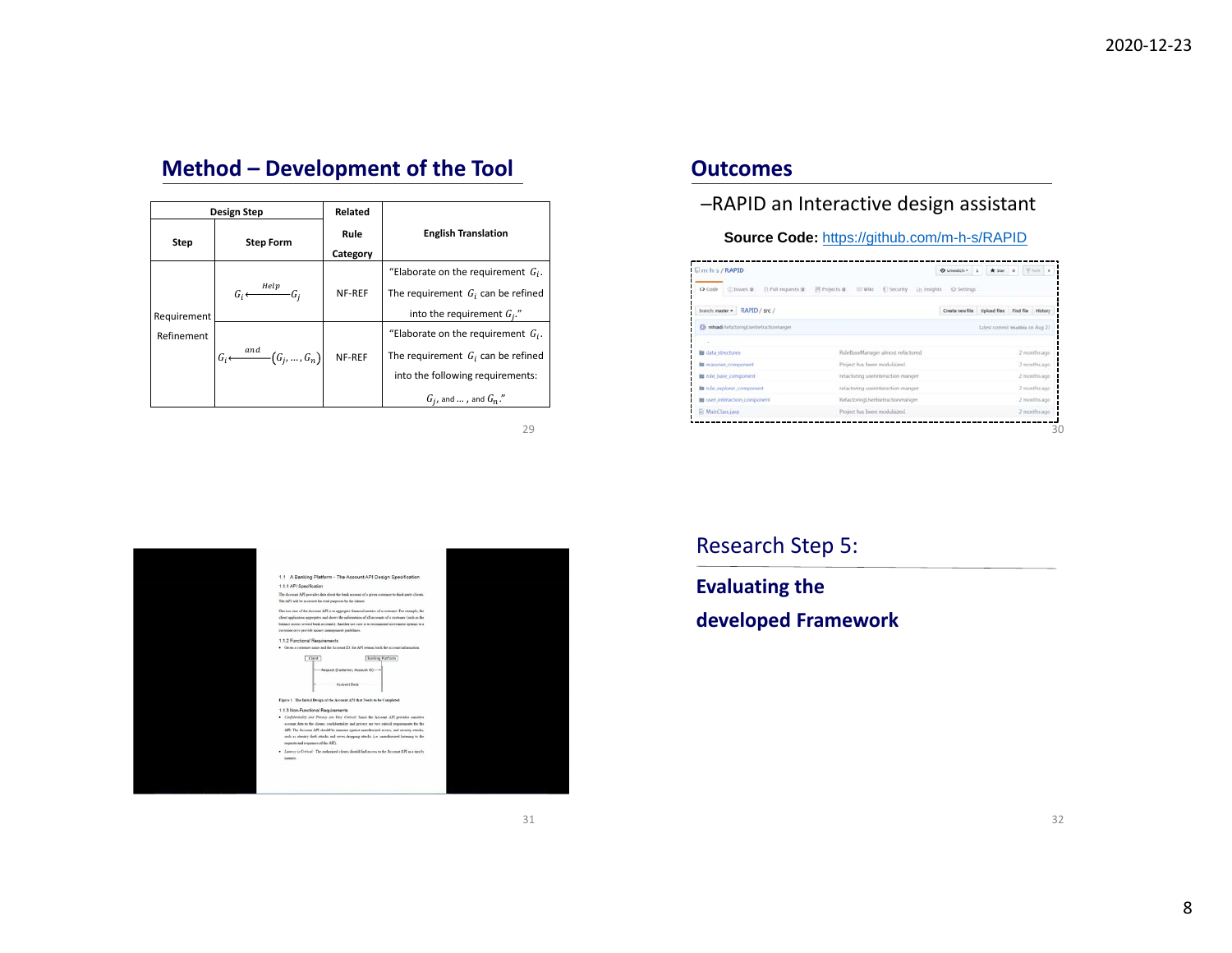## Method – Development of the Tool

| Design Step | | Related Rule Category | English Translation |
|---|---|---|---|
| Step | Step Form | | |
| Requirement Refinement | $G_i \xleftarrow{Help} G_j$ | NF-REF | "Elaborate on the requirement $G_i$. The requirement $G_i$ can be refined into the requirement $G_j$." |
| | $G_i \xleftarrow{and} (G_j, \ldots, G_n)$ | NF-REF | "Elaborate on the requirement $G_i$. The requirement $G_i$ can be refined into the following requirements: $G_j$, and … , and $G_n$." |

## Outcomes

–RAPID an Interactive design assistant

**Source Code:** https://github.com/m-h-s/RAPID

m-h-s / RAPID

| | | |
|---|---|---|
| data_structures | RuleBaseManager almost refactored | 2 months ago |
| reasoner_component | Project has been modulazed | 2 months ago |
| rule_base_component | refactoring userinteraction manger | 2 months ago |
| rule_explorer_component | refactoring userinteraction manger | 2 months ago |
| user_interaction_component | RefactoringUserInteractionmanger | 2 months ago |
| MainClass.java | Project has been modulazed | 2 months ago |

1.1 A Banking Platform - The Account API Design Specification

1.1.1 API Specification

1.1.2 Functional Requirements

1.1.3 Non-Functional Requirements

## Research Step 5:

### Evaluating the developed Framework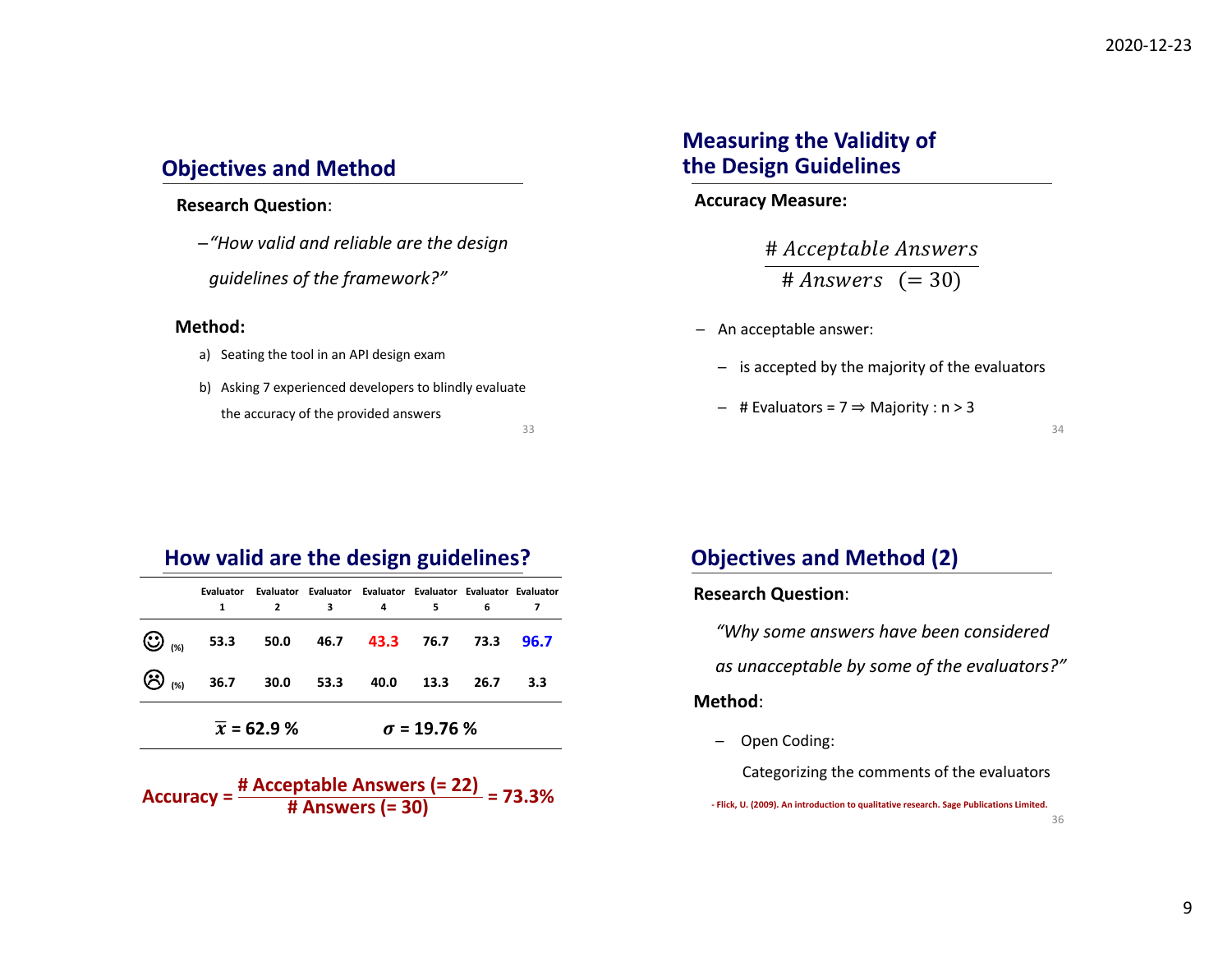## Objectives and Method

**Research Question**:

– *"How valid and reliable are the design guidelines of the framework?"*

**Method:**

a) Seating the tool in an API design exam

b) Asking 7 experienced developers to blindly evaluate the accuracy of the provided answers

## Measuring the Validity of the Design Guidelines

**Accuracy Measure:**

$$\frac{\# \ Acceptable \ Answers}{\# \ Answers \ \ (= 30)}$$

– An acceptable answer:

  – is accepted by the majority of the evaluators

  – # Evaluators = 7 ⇒ Majority : n > 3

## How valid are the design guidelines?

| | Evaluator 1 | Evaluator 2 | Evaluator 3 | Evaluator 4 | Evaluator 5 | Evaluator 6 | Evaluator 7 |
|---|---|---|---|---|---|---|---|
| ☺ (%) | 53.3 | 50.0 | 46.7 | 43.3 | 76.7 | 73.3 | 96.7 |
| ☹ (%) | 36.7 | 30.0 | 53.3 | 40.0 | 13.3 | 26.7 | 3.3 |

$\bar{x}$ = 62.9 %  $\sigma$ = 19.76 %

**Accuracy = $\frac{\text{\# Acceptable Answers (= 22)}}{\text{\# Answers (= 30)}}$ = 73.3%**

## Objectives and Method (2)

**Research Question**:

*"Why some answers have been considered as unacceptable by some of the evaluators?"*

**Method**:

– Open Coding:

  Categorizing the comments of the evaluators

- Flick, U. (2009). An introduction to qualitative research. Sage Publications Limited.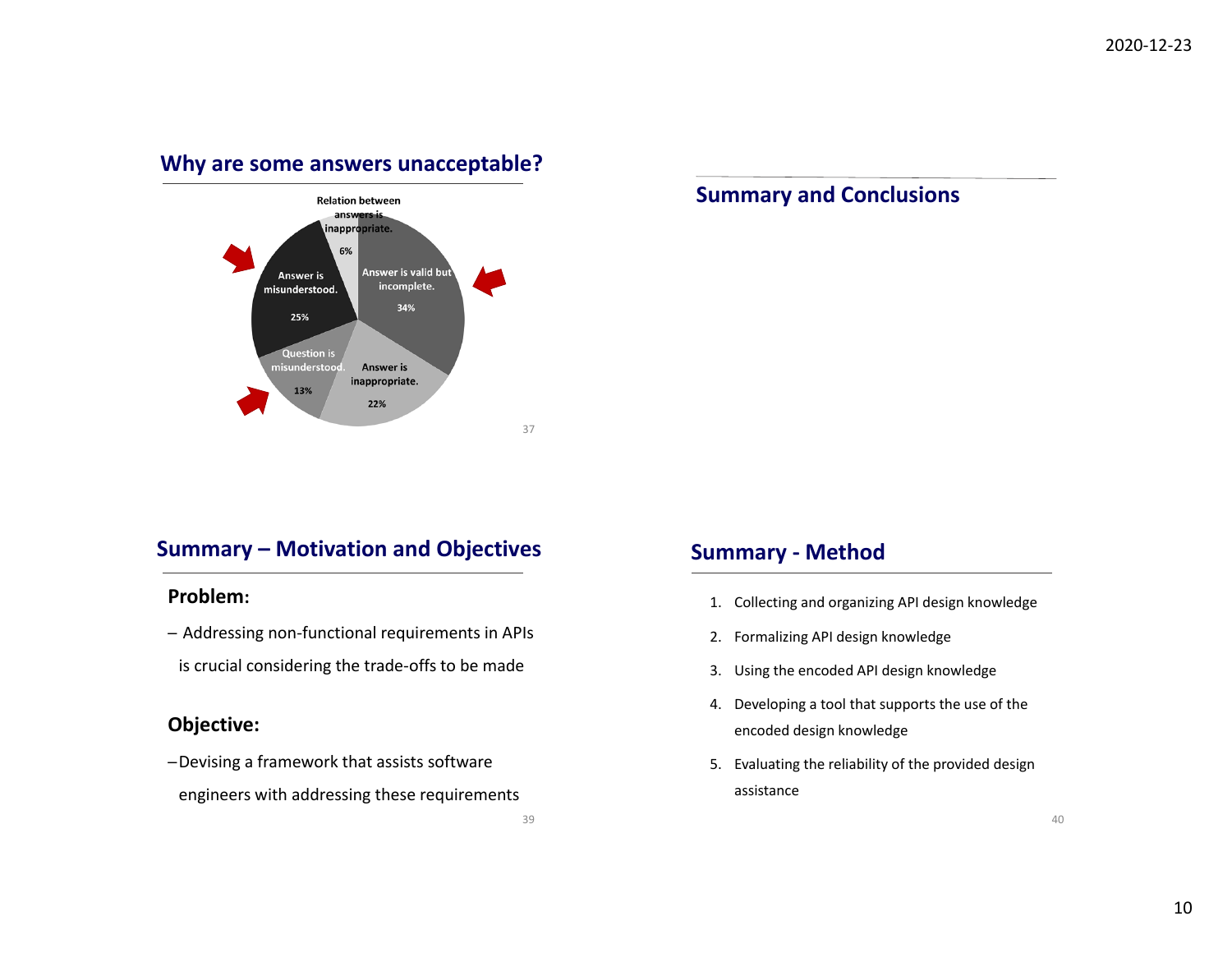## Why are some answers unacceptable?

Relation between answers is inappropriate. 6%

Answer is valid but incomplete. 34%

Answer is inappropriate. 22%

Question is misunderstood. 13%

Answer is misunderstood. 25%

## Summary and Conclusions

## Summary – Motivation and Objectives

**Problem:**

– Addressing non-functional requirements in APIs is crucial considering the trade-offs to be made

**Objective:**

– Devising a framework that assists software engineers with addressing these requirements

## Summary - Method

1. Collecting and organizing API design knowledge
2. Formalizing API design knowledge
3. Using the encoded API design knowledge
4. Developing a tool that supports the use of the encoded design knowledge
5. Evaluating the reliability of the provided design assistance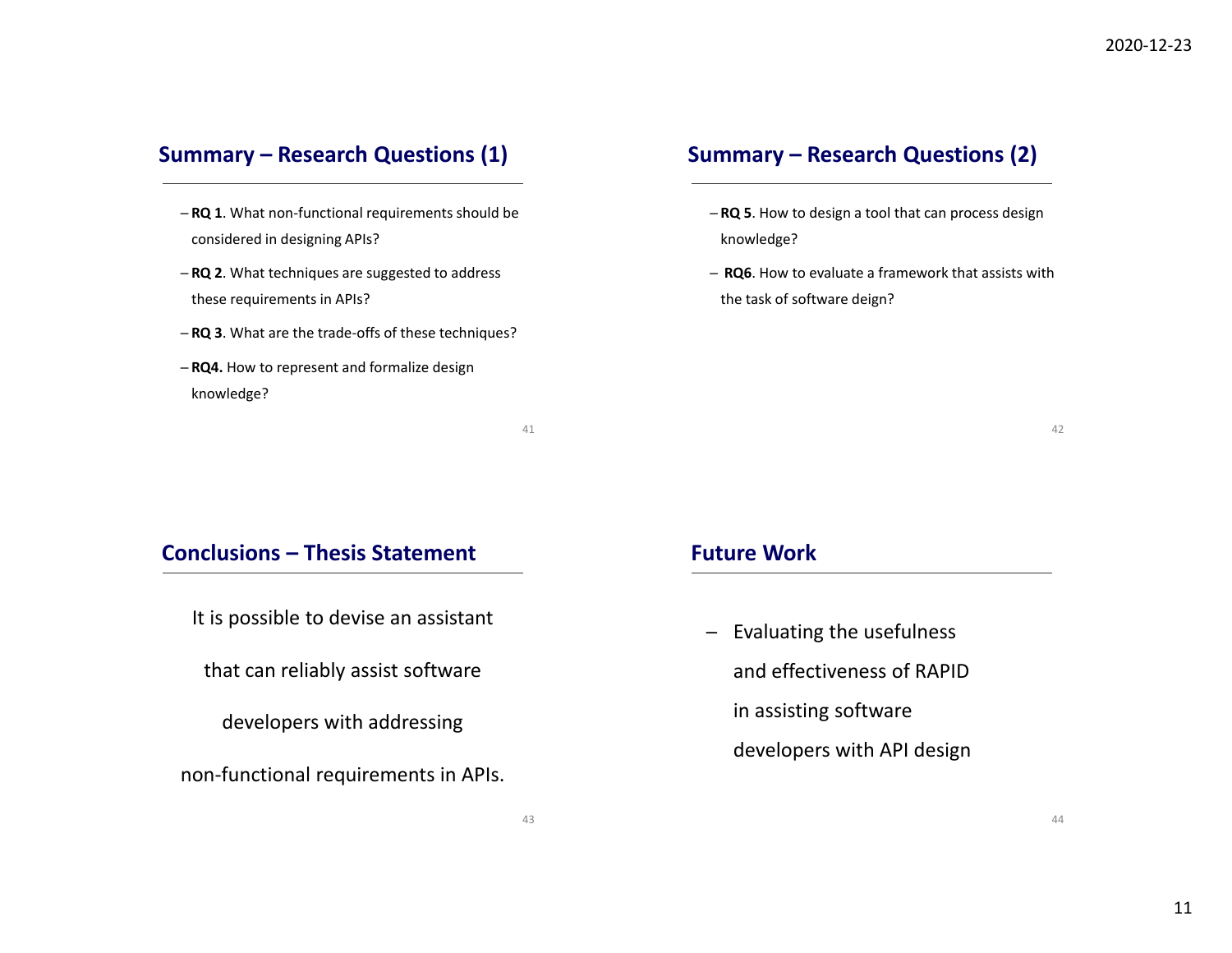## Summary – Research Questions (1)

- **RQ 1**. What non-functional requirements should be considered in designing APIs?
- **RQ 2**. What techniques are suggested to address these requirements in APIs?
- **RQ 3**. What are the trade-offs of these techniques?
- **RQ4.** How to represent and formalize design knowledge?

## Summary – Research Questions (2)

- **RQ 5**. How to design a tool that can process design knowledge?
- **RQ6**. How to evaluate a framework that assists with the task of software deign?

## Conclusions – Thesis Statement

It is possible to devise an assistant that can reliably assist software developers with addressing non-functional requirements in APIs.

## Future Work

- Evaluating the usefulness and effectiveness of RAPID in assisting software developers with API design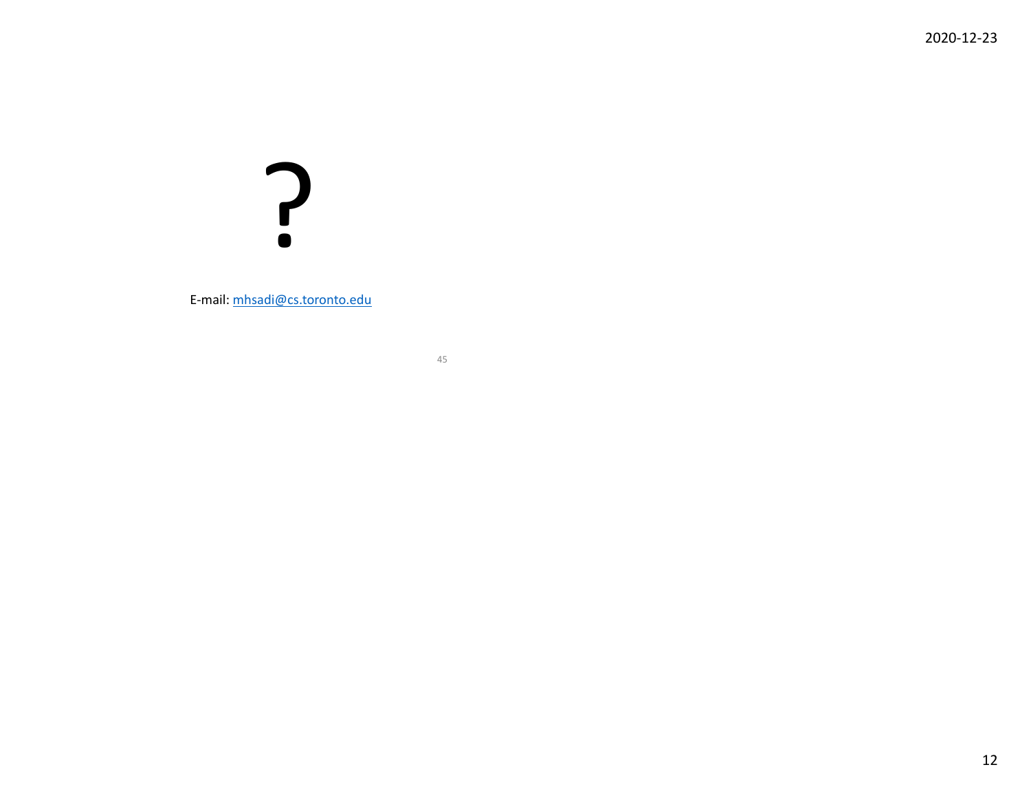# ?

E-mail: [mhsadi@cs.toronto.edu](mailto:mhsadi@cs.toronto.edu)